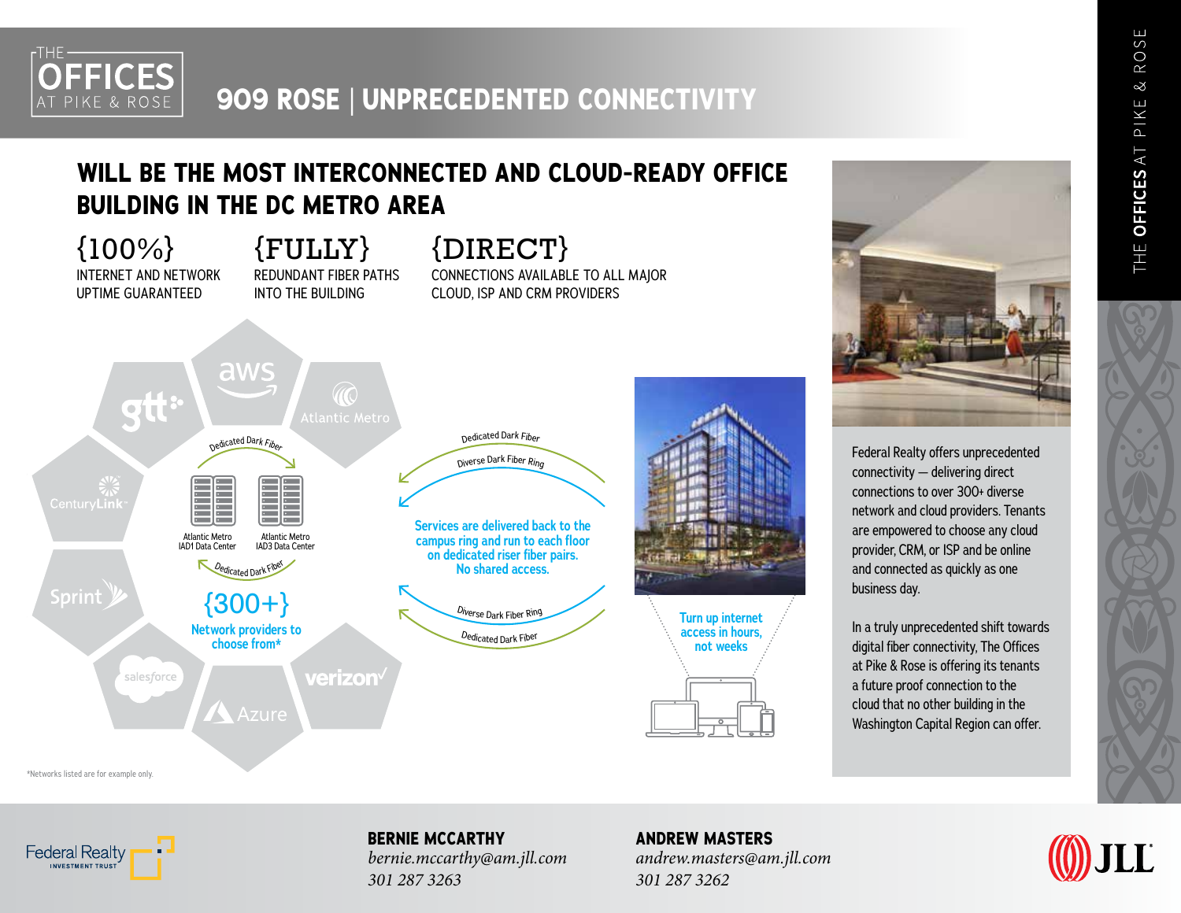# 909 ROSE | UNPRECEDENTED CONNECTIVITY

## WILL BE THE MOST INTERCONNECTED AND CLOUD-READY OFFICE BUILDING IN THE DC METRO AREA

**{100%}**
INTERNET AND NETWORK UPTIME GUARANTEED

**{FULLY}**
REDUNDANT FIBER PATHS INTO THE BUILDING

**{DIRECT}**
CONNECTIONS AVAILABLE TO ALL MAJOR CLOUD, ISP AND CRM PROVIDERS

gtt · aws · Atlantic Metro · CenturyLink · Sprint · salesforce · Azure · verizon

Dedicated Dark Fiber

Atlantic Metro IAD1 Data Center

Atlantic Metro IAD3 Data Center

Dedicated Dark Fiber

**{300+}**
Network providers to choose from*

Dedicated Dark Fiber

Diverse Dark Fiber Ring

Services are delivered back to the campus ring and run to each floor on dedicated riser fiber pairs. No shared access.

Diverse Dark Fiber Ring

Dedicated Dark Fiber

Turn up internet access in hours, not weeks

*Networks listed are for example only.

Federal Realty offers unprecedented connectivity — delivering direct connections to over 300+ diverse network and cloud providers. Tenants are empowered to choose any cloud provider, CRM, or ISP and be online and connected as quickly as one business day.

In a truly unprecedented shift towards digital fiber connectivity, The Offices at Pike & Rose is offering its tenants a future proof connection to the cloud that no other building in the Washington Capital Region can offer.

**BERNIE MCCARTHY**
*bernie.mccarthy@am.jll.com*
*301 287 3263*

**ANDREW MASTERS**
*andrew.masters@am.jll.com*
*301 287 3262*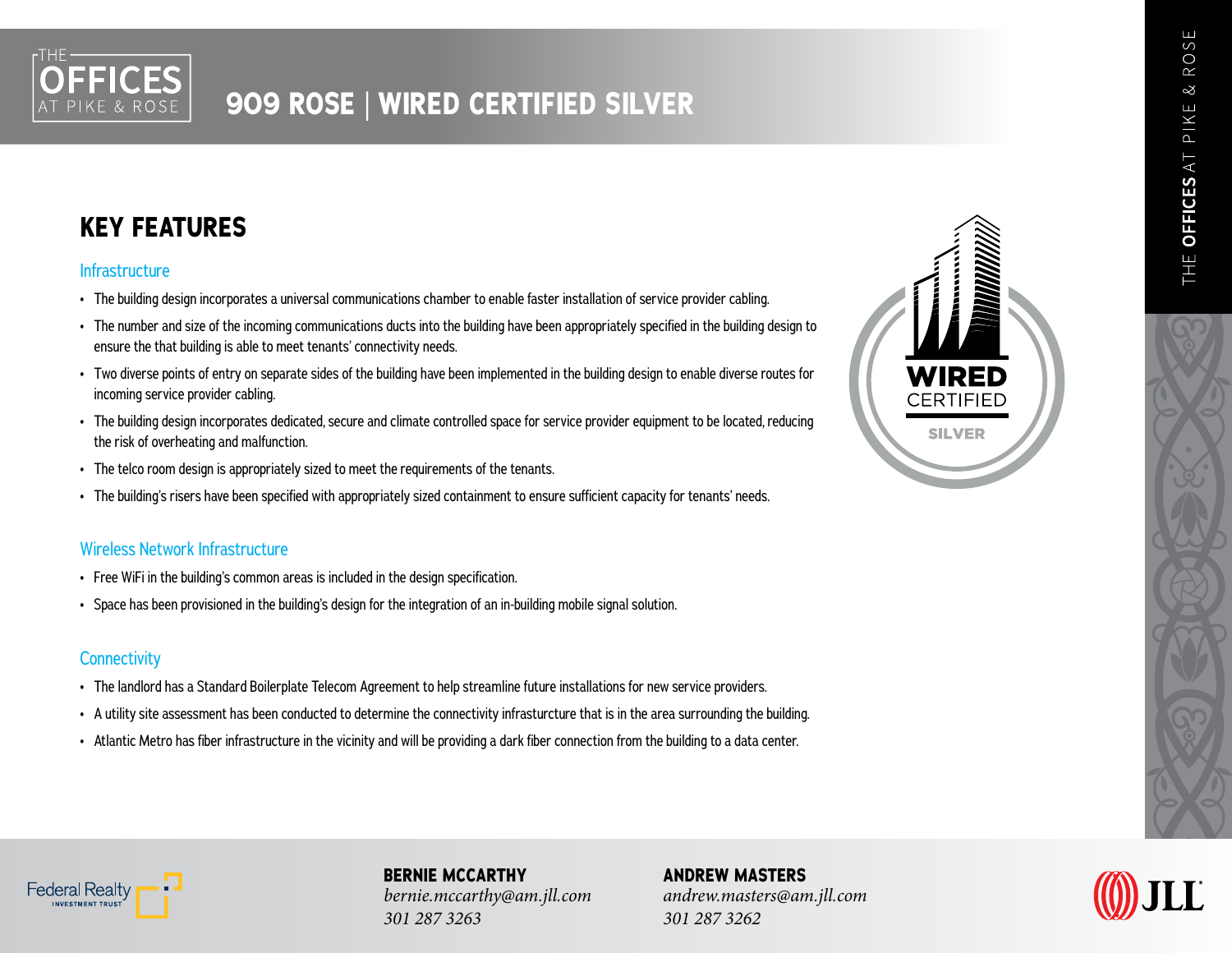# 909 ROSE | WIRED CERTIFIED SILVER

## KEY FEATURES

### Infrastructure

- The building design incorporates a universal communications chamber to enable faster installation of service provider cabling.
- The number and size of the incoming communications ducts into the building have been appropriately specified in the building design to ensure the that building is able to meet tenants' connectivity needs.
- Two diverse points of entry on separate sides of the building have been implemented in the building design to enable diverse routes for incoming service provider cabling.
- The building design incorporates dedicated, secure and climate controlled space for service provider equipment to be located, reducing the risk of overheating and malfunction.
- The telco room design is appropriately sized to meet the requirements of the tenants.
- The building's risers have been specified with appropriately sized containment to ensure sufficient capacity for tenants' needs.

### Wireless Network Infrastructure

- Free WiFi in the building's common areas is included in the design specification.
- Space has been provisioned in the building's design for the integration of an in-building mobile signal solution.

### Connectivity

- The landlord has a Standard Boilerplate Telecom Agreement to help streamline future installations for new service providers.
- A utility site assessment has been conducted to determine the connectivity infrasturcture that is in the area surrounding the building.
- Atlantic Metro has fiber infrastructure in the vicinity and will be providing a dark fiber connection from the building to a data center.

WIRED CERTIFIED SILVER

**BERNIE MCCARTHY**
*bernie.mccarthy@am.jll.com*
*301 287 3263*

**ANDREW MASTERS**
*andrew.masters@am.jll.com*
*301 287 3262*